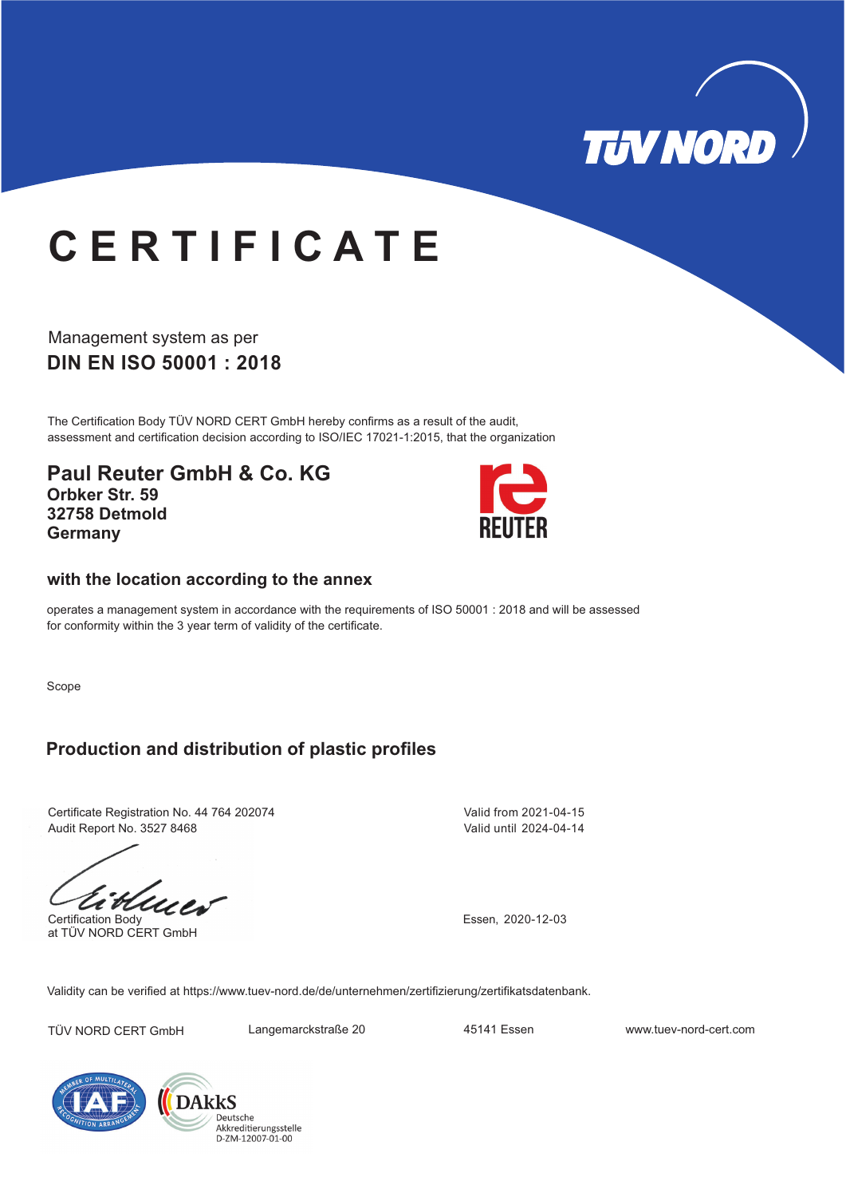TÜV NORD

# CERTIFICATE

Management system as per

## DIN EN ISO 50001 : 2018

The Certification Body TÜV NORD CERT GmbH hereby confirms as a result of the audit, assessment and certification decision according to ISO/IEC 17021-1:2015, that the organization

## Paul Reuter GmbH & Co. KG

**Orbker Str. 59**
**32758 Detmold**
**Germany**

REUTER

### with the location according to the annex

operates a management system in accordance with the requirements of ISO 50001 : 2018 and will be assessed for conformity within the 3 year term of validity of the certificate.

Scope

### Production and distribution of plastic profiles

Certificate Registration No. 44 764 202074
Audit Report No. 3527 8468

Valid from 2021-04-15
Valid until 2024-04-14

Certification Body
at TÜV NORD CERT GmbH

Essen, 2020-12-03

Validity can be verified at https://www.tuev-nord.de/de/unternehmen/zertifizierung/zertifikatsdatenbank.

TÜV NORD CERT GmbH | Langemarckstraße 20 | 45141 Essen | www.tuev-nord-cert.com

IAF – Member of Multilateral Recognition Arrangement

DAkkS Deutsche Akkreditierungsstelle D-ZM-12007-01-00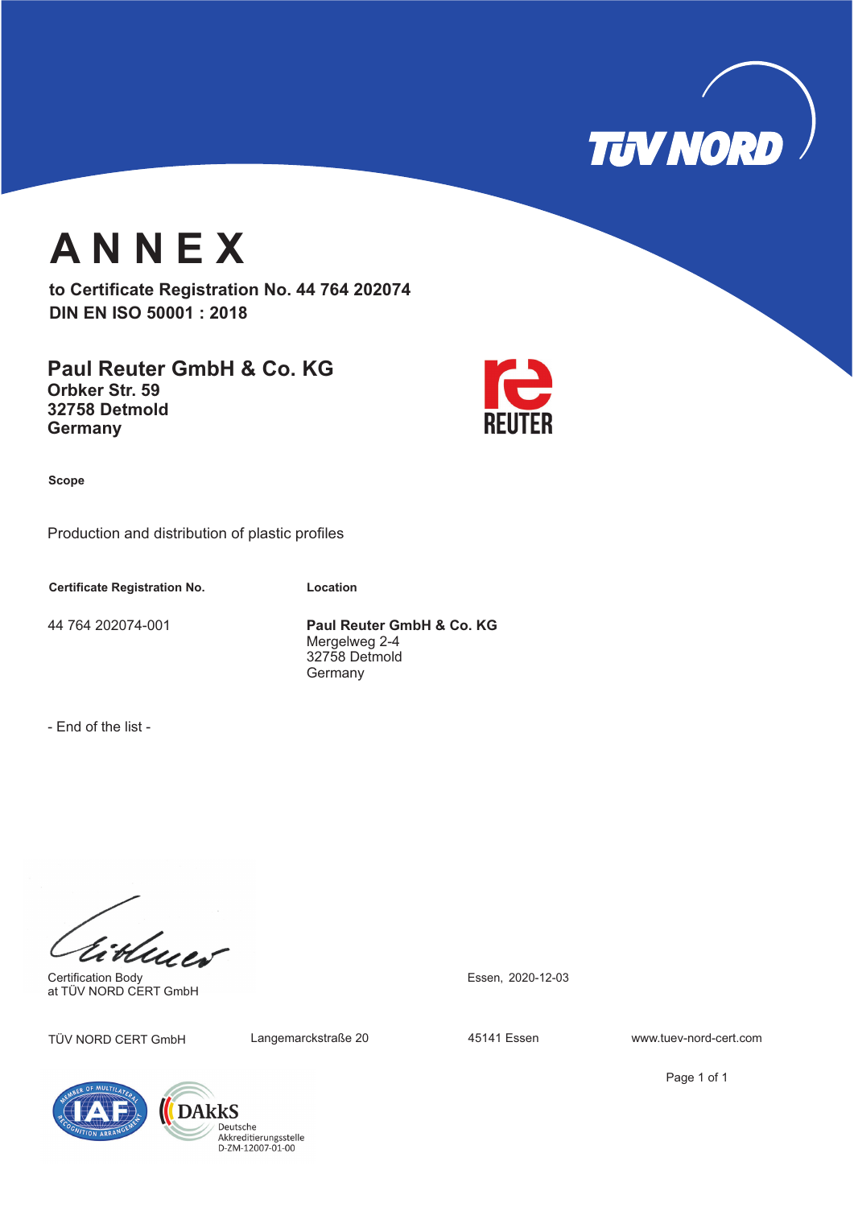# ANNEX

**to Certificate Registration No. 44 764 202074**
**DIN EN ISO 50001 : 2018**

## Paul Reuter GmbH & Co. KG

**Orbker Str. 59**
**32758 Detmold**
**Germany**

**Scope**

Production and distribution of plastic profiles

| Certificate Registration No. | Location |
| --- | --- |
| 44 764 202074-001 | **Paul Reuter GmbH & Co. KG**<br>Mergelweg 2-4<br>32758 Detmold<br>Germany |

- End of the list -

Certification Body
at TÜV NORD CERT GmbH

Essen, 2020-12-03

TÜV NORD CERT GmbH Langemarckstraße 20 45141 Essen www.tuev-nord-cert.com

DAkkS Deutsche Akkreditierungsstelle D-ZM-12007-01-00